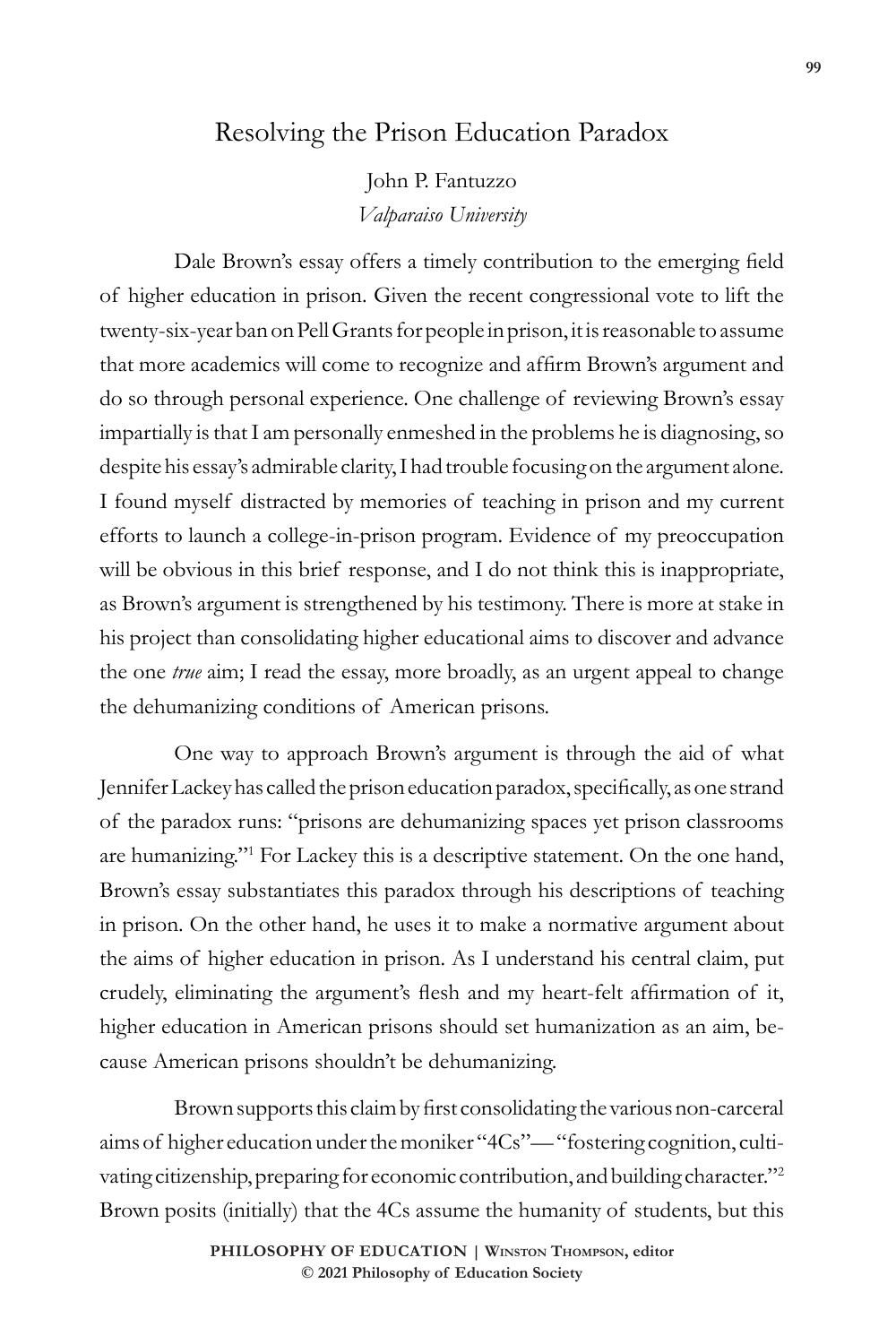# Resolving the Prison Education Paradox

John P. Fantuzzo
*Valparaiso University*

Dale Brown's essay offers a timely contribution to the emerging field of higher education in prison. Given the recent congressional vote to lift the twenty-six-year ban on Pell Grants for people in prison, it is reasonable to assume that more academics will come to recognize and affirm Brown's argument and do so through personal experience. One challenge of reviewing Brown's essay impartially is that I am personally enmeshed in the problems he is diagnosing, so despite his essay's admirable clarity, I had trouble focusing on the argument alone. I found myself distracted by memories of teaching in prison and my current efforts to launch a college-in-prison program. Evidence of my preoccupation will be obvious in this brief response, and I do not think this is inappropriate, as Brown's argument is strengthened by his testimony. There is more at stake in his project than consolidating higher educational aims to discover and advance the one *true* aim; I read the essay, more broadly, as an urgent appeal to change the dehumanizing conditions of American prisons.

One way to approach Brown's argument is through the aid of what Jennifer Lackey has called the prison education paradox, specifically, as one strand of the paradox runs: "prisons are dehumanizing spaces yet prison classrooms are humanizing."[1] For Lackey this is a descriptive statement. On the one hand, Brown's essay substantiates this paradox through his descriptions of teaching in prison. On the other hand, he uses it to make a normative argument about the aims of higher education in prison. As I understand his central claim, put crudely, eliminating the argument's flesh and my heart-felt affirmation of it, higher education in American prisons should set humanization as an aim, because American prisons shouldn't be dehumanizing.

Brown supports this claim by first consolidating the various non-carceral aims of higher education under the moniker "4Cs"— "fostering cognition, cultivating citizenship, preparing for economic contribution, and building character."[2] Brown posits (initially) that the 4Cs assume the humanity of students, but this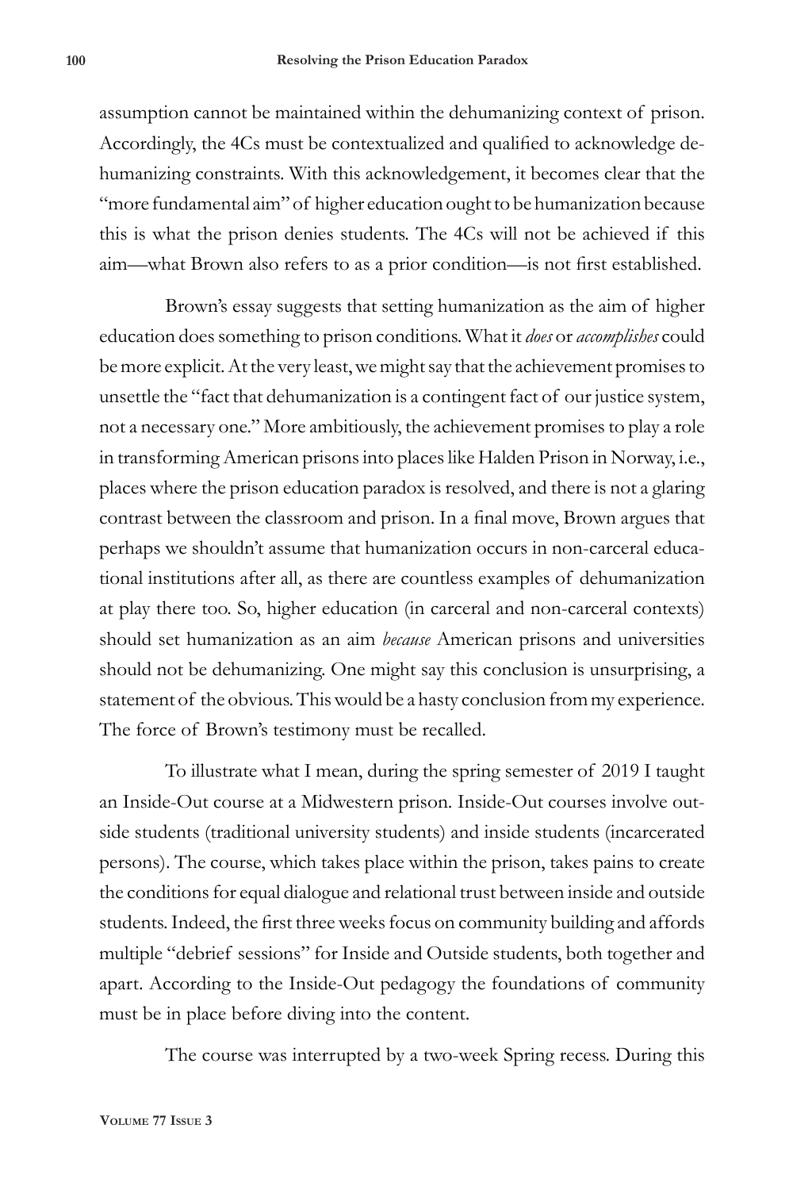assumption cannot be maintained within the dehumanizing context of prison. Accordingly, the 4Cs must be contextualized and qualified to acknowledge dehumanizing constraints. With this acknowledgement, it becomes clear that the "more fundamental aim" of higher education ought to be humanization because this is what the prison denies students. The 4Cs will not be achieved if this aim—what Brown also refers to as a prior condition—is not first established.

Brown's essay suggests that setting humanization as the aim of higher education does something to prison conditions. What it *does* or *accomplishes* could be more explicit. At the very least, we might say that the achievement promises to unsettle the "fact that dehumanization is a contingent fact of our justice system, not a necessary one." More ambitiously, the achievement promises to play a role in transforming American prisons into places like Halden Prison in Norway, i.e., places where the prison education paradox is resolved, and there is not a glaring contrast between the classroom and prison. In a final move, Brown argues that perhaps we shouldn't assume that humanization occurs in non-carceral educational institutions after all, as there are countless examples of dehumanization at play there too. So, higher education (in carceral and non-carceral contexts) should set humanization as an aim *because* American prisons and universities should not be dehumanizing. One might say this conclusion is unsurprising, a statement of the obvious. This would be a hasty conclusion from my experience. The force of Brown's testimony must be recalled.

To illustrate what I mean, during the spring semester of 2019 I taught an Inside-Out course at a Midwestern prison. Inside-Out courses involve outside students (traditional university students) and inside students (incarcerated persons). The course, which takes place within the prison, takes pains to create the conditions for equal dialogue and relational trust between inside and outside students. Indeed, the first three weeks focus on community building and affords multiple "debrief sessions" for Inside and Outside students, both together and apart. According to the Inside-Out pedagogy the foundations of community must be in place before diving into the content.

The course was interrupted by a two-week Spring recess. During this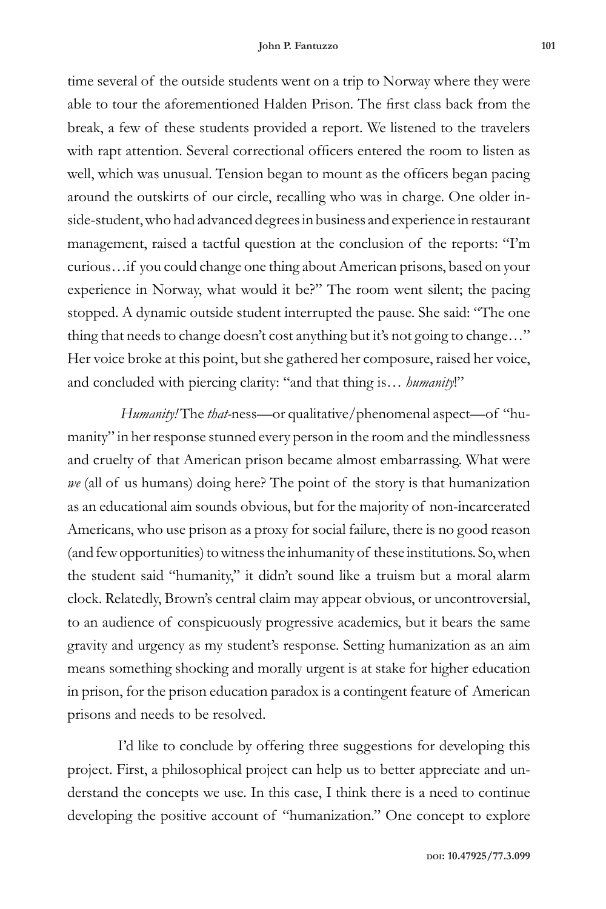time several of the outside students went on a trip to Norway where they were able to tour the aforementioned Halden Prison. The first class back from the break, a few of these students provided a report. We listened to the travelers with rapt attention. Several correctional officers entered the room to listen as well, which was unusual. Tension began to mount as the officers began pacing around the outskirts of our circle, recalling who was in charge. One older inside-student, who had advanced degrees in business and experience in restaurant management, raised a tactful question at the conclusion of the reports: "I'm curious…if you could change one thing about American prisons, based on your experience in Norway, what would it be?" The room went silent; the pacing stopped. A dynamic outside student interrupted the pause. She said: "The one thing that needs to change doesn't cost anything but it's not going to change…" Her voice broke at this point, but she gathered her composure, raised her voice, and concluded with piercing clarity: "and that thing is… *humanity*!"

*Humanity!* The *that*-ness—or qualitative/phenomenal aspect—of "humanity" in her response stunned every person in the room and the mindlessness and cruelty of that American prison became almost embarrassing. What were *we* (all of us humans) doing here? The point of the story is that humanization as an educational aim sounds obvious, but for the majority of non-incarcerated Americans, who use prison as a proxy for social failure, there is no good reason (and few opportunities) to witness the inhumanity of these institutions. So, when the student said "humanity," it didn't sound like a truism but a moral alarm clock. Relatedly, Brown's central claim may appear obvious, or uncontroversial, to an audience of conspicuously progressive academics, but it bears the same gravity and urgency as my student's response. Setting humanization as an aim means something shocking and morally urgent is at stake for higher education in prison, for the prison education paradox is a contingent feature of American prisons and needs to be resolved.

I'd like to conclude by offering three suggestions for developing this project. First, a philosophical project can help us to better appreciate and understand the concepts we use. In this case, I think there is a need to continue developing the positive account of "humanization." One concept to explore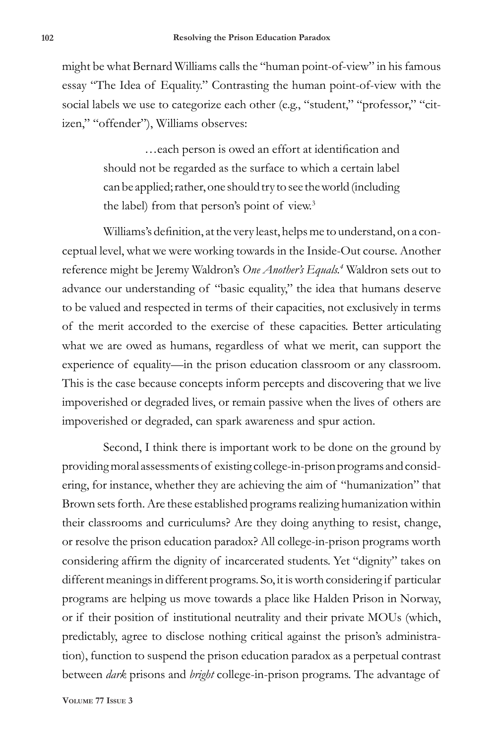might be what Bernard Williams calls the "human point-of-view" in his famous essay "The Idea of Equality." Contrasting the human point-of-view with the social labels we use to categorize each other (e.g., "student," "professor," "citizen," "offender"), Williams observes:

> …each person is owed an effort at identification and should not be regarded as the surface to which a certain label can be applied; rather, one should try to see the world (including the label) from that person's point of view.[3]

Williams's definition, at the very least, helps me to understand, on a conceptual level, what we were working towards in the Inside-Out course. Another reference might be Jeremy Waldron's *One Another's Equals.*[4] Waldron sets out to advance our understanding of "basic equality," the idea that humans deserve to be valued and respected in terms of their capacities, not exclusively in terms of the merit accorded to the exercise of these capacities. Better articulating what we are owed as humans, regardless of what we merit, can support the experience of equality—in the prison education classroom or any classroom. This is the case because concepts inform percepts and discovering that we live impoverished or degraded lives, or remain passive when the lives of others are impoverished or degraded, can spark awareness and spur action.

Second, I think there is important work to be done on the ground by providing moral assessments of existing college-in-prison programs and considering, for instance, whether they are achieving the aim of "humanization" that Brown sets forth. Are these established programs realizing humanization within their classrooms and curriculums? Are they doing anything to resist, change, or resolve the prison education paradox? All college-in-prison programs worth considering affirm the dignity of incarcerated students. Yet "dignity" takes on different meanings in different programs. So, it is worth considering if particular programs are helping us move towards a place like Halden Prison in Norway, or if their position of institutional neutrality and their private MOUs (which, predictably, agree to disclose nothing critical against the prison's administration), function to suspend the prison education paradox as a perpetual contrast between *dark* prisons and *bright* college-in-prison programs. The advantage of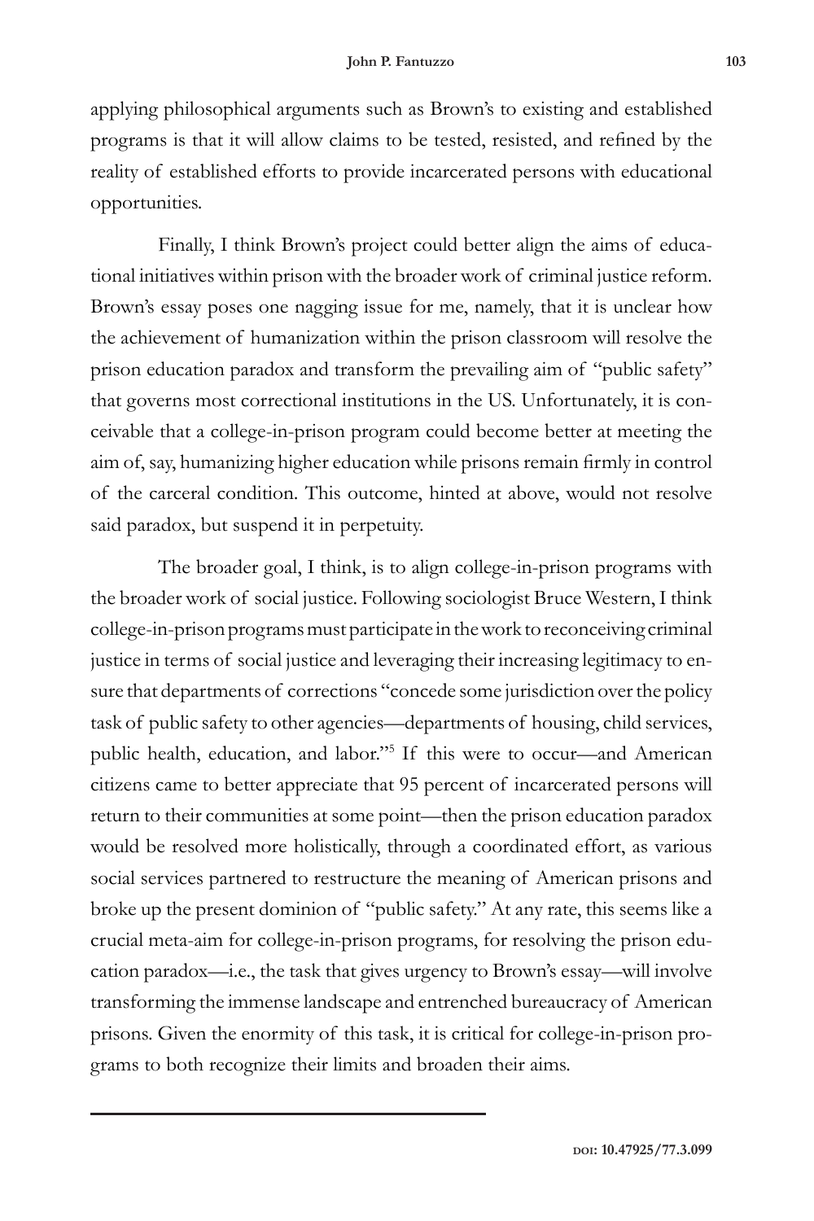applying philosophical arguments such as Brown's to existing and established programs is that it will allow claims to be tested, resisted, and refined by the reality of established efforts to provide incarcerated persons with educational opportunities.

Finally, I think Brown's project could better align the aims of educational initiatives within prison with the broader work of criminal justice reform. Brown's essay poses one nagging issue for me, namely, that it is unclear how the achievement of humanization within the prison classroom will resolve the prison education paradox and transform the prevailing aim of "public safety" that governs most correctional institutions in the US. Unfortunately, it is conceivable that a college-in-prison program could become better at meeting the aim of, say, humanizing higher education while prisons remain firmly in control of the carceral condition. This outcome, hinted at above, would not resolve said paradox, but suspend it in perpetuity.

The broader goal, I think, is to align college-in-prison programs with the broader work of social justice. Following sociologist Bruce Western, I think college-in-prison programs must participate in the work to reconceiving criminal justice in terms of social justice and leveraging their increasing legitimacy to ensure that departments of corrections "concede some jurisdiction over the policy task of public safety to other agencies—departments of housing, child services, public health, education, and labor."[5] If this were to occur—and American citizens came to better appreciate that 95 percent of incarcerated persons will return to their communities at some point—then the prison education paradox would be resolved more holistically, through a coordinated effort, as various social services partnered to restructure the meaning of American prisons and broke up the present dominion of "public safety." At any rate, this seems like a crucial meta-aim for college-in-prison programs, for resolving the prison education paradox—i.e., the task that gives urgency to Brown's essay—will involve transforming the immense landscape and entrenched bureaucracy of American prisons. Given the enormity of this task, it is critical for college-in-prison programs to both recognize their limits and broaden their aims.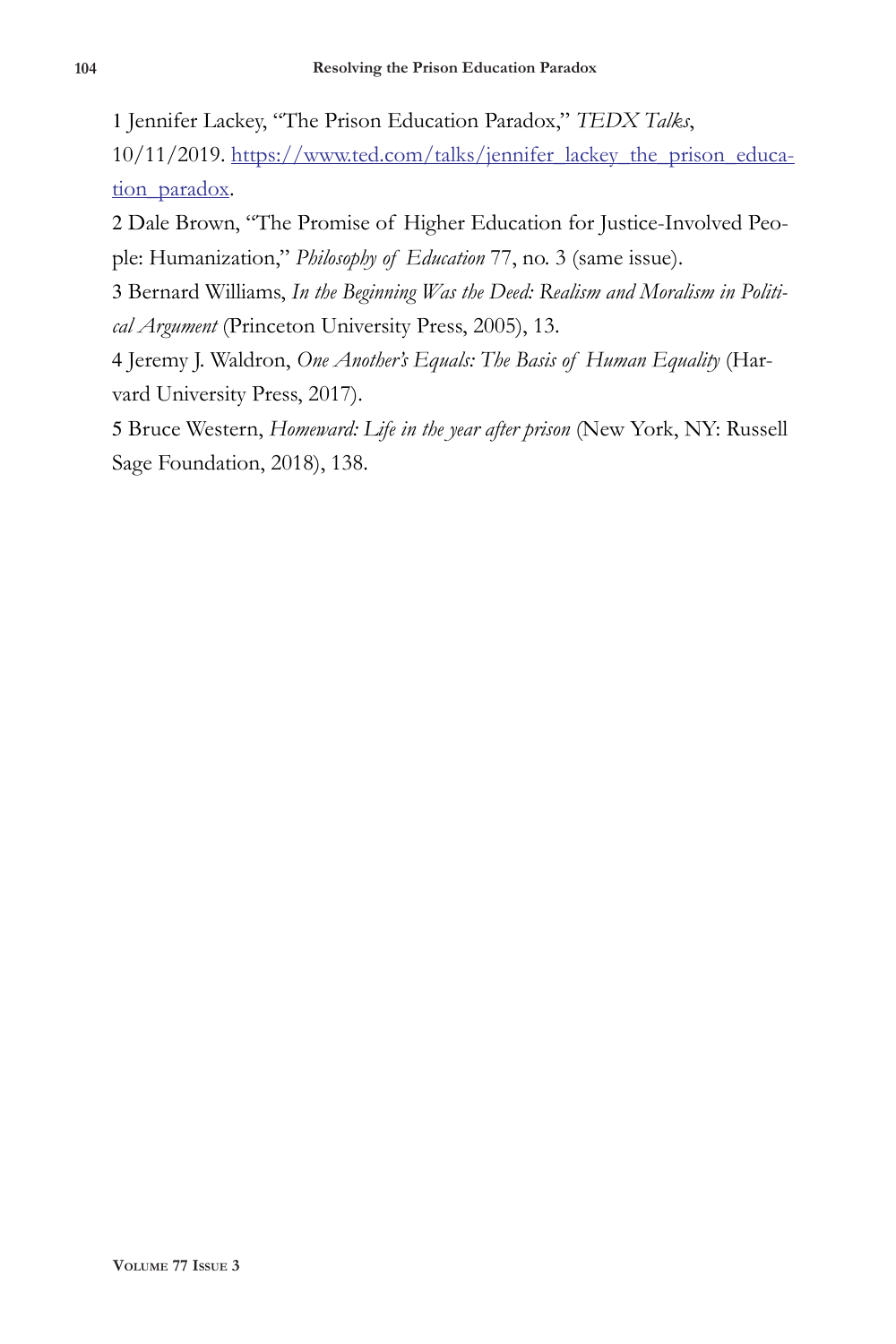1 Jennifer Lackey, "The Prison Education Paradox," *TEDX Talks*, 10/11/2019. [https://www.ted.com/talks/jennifer_lackey_the_prison_education_paradox](https://www.ted.com/talks/jennifer_lackey_the_prison_education_paradox).

2 Dale Brown, "The Promise of Higher Education for Justice-Involved People: Humanization," *Philosophy of Education* 77, no. 3 (same issue).

3 Bernard Williams, *In the Beginning Was the Deed: Realism and Moralism in Political Argument* (Princeton University Press, 2005), 13.

4 Jeremy J. Waldron, *One Another's Equals: The Basis of Human Equality* (Harvard University Press, 2017).

5 Bruce Western, *Homeward: Life in the year after prison* (New York, NY: Russell Sage Foundation, 2018), 138.